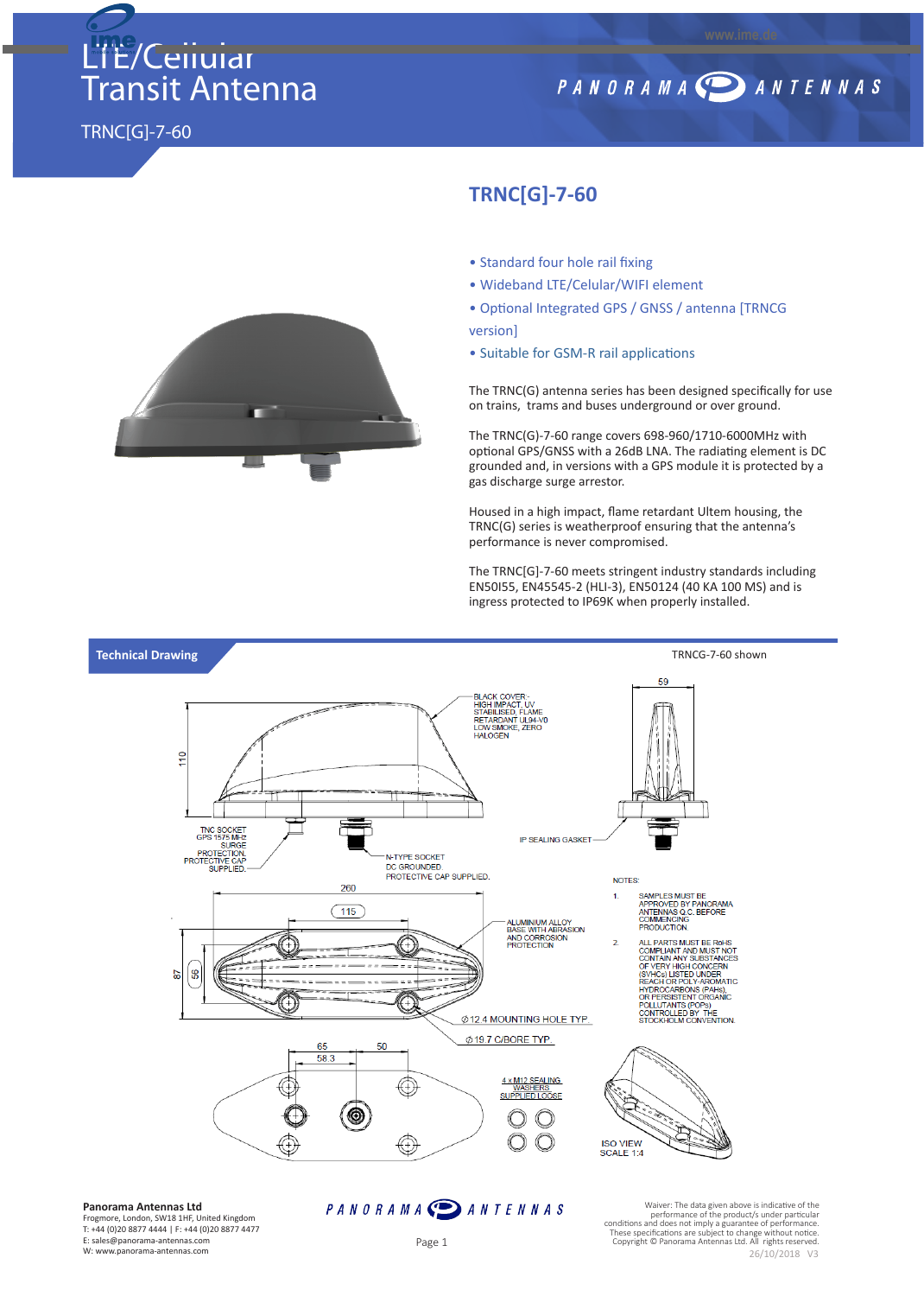# LTE/Cellular Transit Antenna

TRNC[G]-7-60

## TRNC[G]-7-60

- Standard four hole rail fixing
- Wideband LTE/Celular/WIFI element
- Optional Integrated GPS / GNSS / antenna [TRNCG version]
- Suitable for GSM-R rail applications

The TRNC(G) antenna series has been designed specifically for use on trains, trams and buses underground or over ground.

The TRNC(G)-7-60 range covers 698-960/1710-6000MHz with optional GPS/GNSS with a 26dB LNA. The radiating element is DC grounded and, in versions with a GPS module it is protected by a gas discharge surge arrestor.

Housed in a high impact, flame retardant Ultem housing, the TRNC(G) series is weatherproof ensuring that the antenna's performance is never compromised.

The TRNC[G]-7-60 meets stringent industry standards including EN50155, EN45545-2 (HLI-3), EN50124 (40 KA 100 MS) and is ingress protected to IP69K when properly installed.

## Technical Drawing

TRNCG-7-60 shown

BLACK COVER - HIGH IMPACT, UV STABILISED, FLAME RETARDANT UL94-V0 LOW SMOKE, ZERO HALOGEN

TNC SOCKET GPS 1575 MHz SURGE PROTECTION. PROTECTIVE CAP SUPPLIED.

N-TYPE SOCKET DC GROUNDED PROTECTIVE CAP SUPPLIED.

IP SEALING GASKET

ALUMINIUM ALLOY BASE WITH ABRASION AND CORROSION PROTECTION

Ø12.4 MOUNTING HOLE TYP.

Ø19.7 C/BORE TYP.

4 x M12 SEALING WASHERS SUPPLIED LOOSE

ISO VIEW SCALE 1:4

Dimensions: 110, 59, 260, 115, 87, 56, 65, 58.3, 50

NOTES:

1. SAMPLES MUST BE APPROVED BY PANORAMA ANTENNAS Q.C. BEFORE COMMENCING PRODUCTION
2. ALL PARTS MUST BE RoHS COMPLIANT AND MUST NOT CONTAIN ANY SUBSTANCES OF VERY HIGH CONCERN (SVHCs) LISTED UNDER REACH OR POLY-AROMATIC HYDROCARBONS (PAHs), OR PERSISTENT ORGANIC POLLUTANTS (POPs) CONTROLLED BY THE STOCKHOLM CONVENTION.

**Panorama Antennas Ltd**
Frogmore, London, SW18 1HF, United Kingdom
T: +44 (0)20 8877 4444 | F: +44 (0)20 8877 4477
E: sales@panorama-antennas.com
W: www.panorama-antennas.com

Waiver: The data given above is indicative of the performance of the product/s under particular conditions and does not imply a guarantee of performance. These specifications are subject to change without notice. Copyright © Panorama Antennas Ltd. All rights reserved.
26/10/2018 V3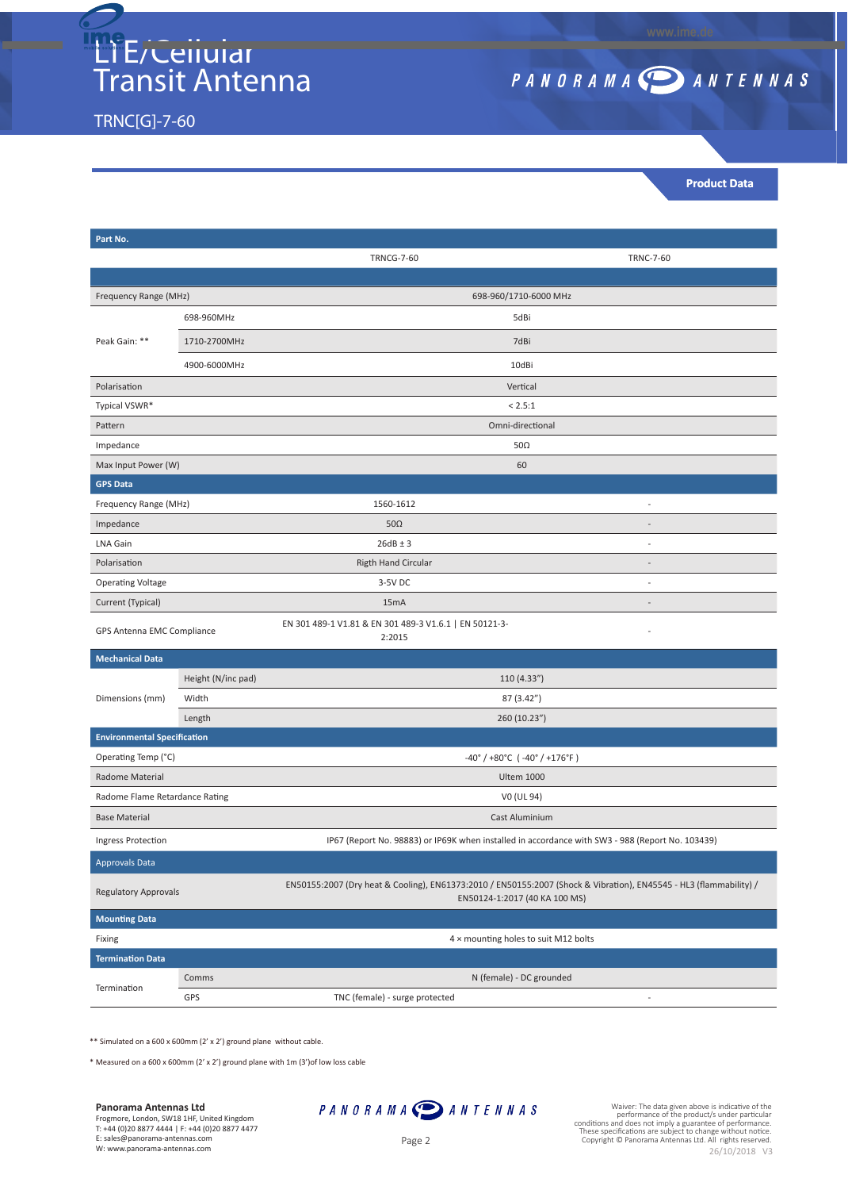# LTE/Cellular Transit Antenna

TRNC[G]-7-60

**Product Data**

| Part No. | | | |
|---|---|---|---|
| | | TRNCG-7-60 | TRNC-7-60 |
| Frequency Range (MHz) | | 698-960/1710-6000 MHz | |
| Peak Gain: ** | 698-960MHz | 5dBi | |
| | 1710-2700MHz | 7dBi | |
| | 4900-6000MHz | 10dBi | |
| Polarisation | | Vertical | |
| Typical VSWR* | | < 2.5:1 | |
| Pattern | | Omni-directional | |
| Impedance | | 50Ω | |
| Max Input Power (W) | | 60 | |
| **GPS Data** | | | |
| Frequency Range (MHz) | | 1560-1612 | - |
| Impedance | | 50Ω | - |
| LNA Gain | | 26dB ± 3 | - |
| Polarisation | | Rigth Hand Circular | - |
| Operating Voltage | | 3-5V DC | - |
| Current (Typical) | | 15mA | - |
| GPS Antenna EMC Compliance | | EN 301 489-1 V1.81 & EN 301 489-3 V1.6.1 \| EN 50121-3-2:2015 | - |
| **Mechanical Data** | | | |
| Dimensions (mm) | Height (N/inc pad) | 110 (4.33") | |
| | Width | 87 (3.42") | |
| | Length | 260 (10.23") | |
| **Environmental Specification** | | | |
| Operating Temp (°C) | | -40° / +80°C ( -40° / +176°F ) | |
| Radome Material | | Ultem 1000 | |
| Radome Flame Retardance Rating | | V0 (UL 94) | |
| Base Material | | Cast Aluminium | |
| Ingress Protection | | IP67 (Report No. 98883) or IP69K when installed in accordance with SW3 - 988 (Report No. 103439) | |
| **Approvals Data** | | | |
| Regulatory Approvals | | EN50155:2007 (Dry heat & Cooling), EN61373:2010 / EN50155:2007 (Shock & Vibration), EN45545 - HL3 (flammability) / EN50124-1:2017 (40 KA 100 MS) | |
| **Mounting Data** | | | |
| Fixing | | 4 × mounting holes to suit M12 bolts | |
| **Termination Data** | | | |
| Termination | Comms | N (female) - DC grounded | |
| | GPS | TNC (female) - surge protected | - |

** Simulated on a 600 x 600mm (2' x 2') ground plane without cable.

* Measured on a 600 x 600mm (2' x 2') ground plane with 1m (3')of low loss cable

**Panorama Antennas Ltd**
Frogmore, London, SW18 1HF, United Kingdom
T: +44 (0)20 8877 4444 | F: +44 (0)20 8877 4477
E: sales@panorama-antennas.com
W: www.panorama-antennas.com

Waiver: The data given above is indicative of the performance of the product/s under particular conditions and does not imply a guarantee of performance. These specifications are subject to change without notice. Copyright © Panorama Antennas Ltd. All rights reserved.
26/10/2018 V3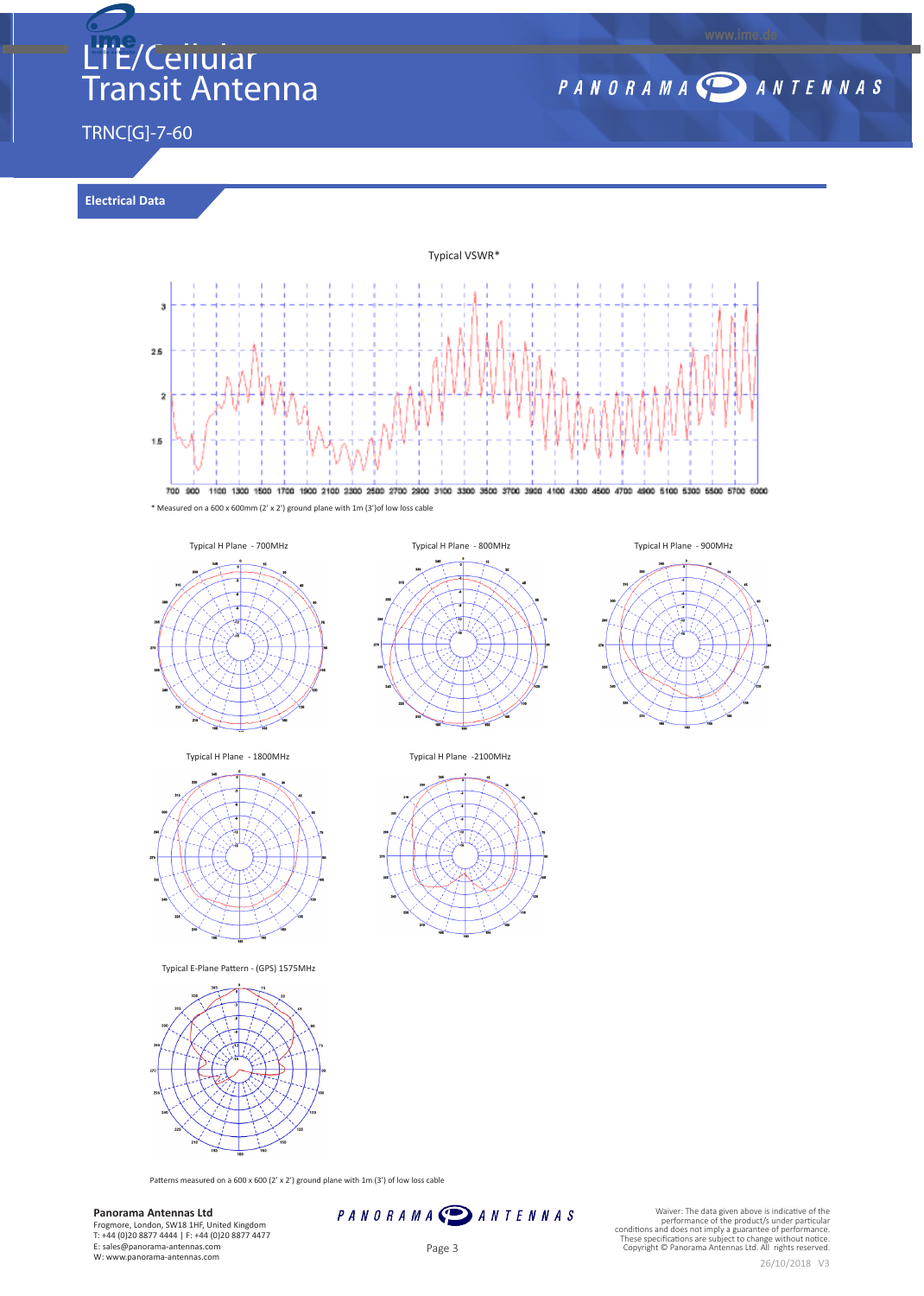# LTE/Cellular Transit Antenna

TRNC[G]-7-60

## Electrical Data

Typical VSWR*

3
2.5
2
1.5

700 900 1100 1300 1500 1700 1900 2100 2300 2500 2700 2900 3100 3300 3500 3700 3900 4100 4300 4500 4700 4900 5100 5300 5500 5700 6000

\* Measured on a 600 x 600mm (2' x 2') ground plane with 1m (3')of low loss cable

Typical H Plane - 700MHz

Typical H Plane - 800MHz

Typical H Plane - 900MHz

Typical H Plane - 1800MHz

Typical H Plane -2100MHz

Typical E-Plane Pattern - (GPS) 1575MHz

Patterns measured on a 600 x 600 (2' x 2') ground plane with 1m (3') of low loss cable

**Panorama Antennas Ltd**
Frogmore, London, SW18 1HF, United Kingdom
T: +44 (0)20 8877 4444 | F: +44 (0)20 8877 4477
E: sales@panorama-antennas.com
W: www.panorama-antennas.com

Waiver: The data given above is indicative of the performance of the product/s under particular conditions and does not imply a guarantee of performance. These specifications are subject to change without notice. Copyright © Panorama Antennas Ltd. All rights reserved.

26/10/2018 V3